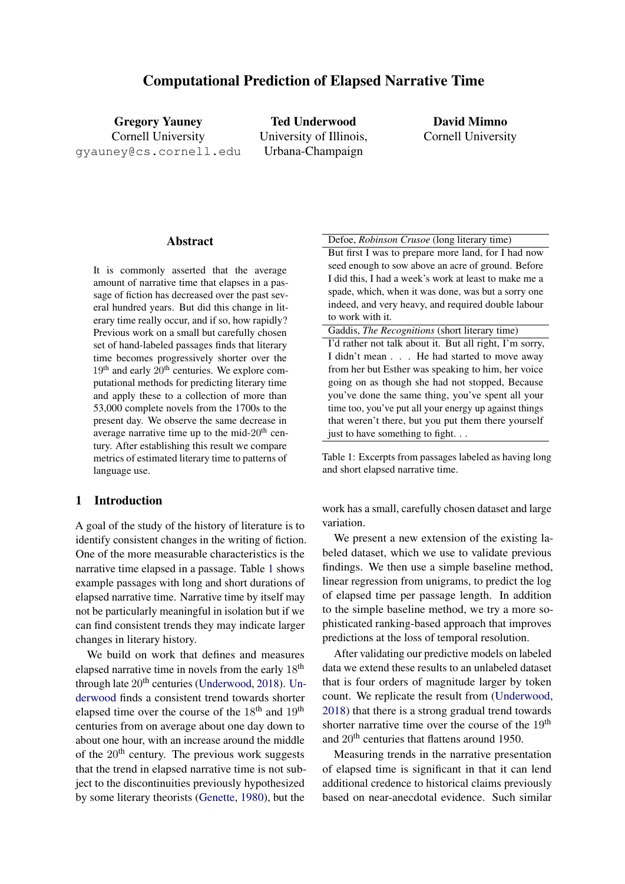# Computational Prediction of Elapsed Narrative Time

**Gregory Yauney**
Cornell University
gyauney@cs.cornell.edu

**Ted Underwood**
University of Illinois, Urbana-Champaign

**David Mimno**
Cornell University

## Abstract

It is commonly asserted that the average amount of narrative time that elapses in a passage of fiction has decreased over the past several hundred years. But did this change in literary time really occur, and if so, how rapidly? Previous work on a small but carefully chosen set of hand-labeled passages finds that literary time becomes progressively shorter over the 19th and early 20th centuries. We explore computational methods for predicting literary time and apply these to a collection of more than 53,000 complete novels from the 1700s to the present day. We observe the same decrease in average narrative time up to the mid-20th century. After establishing this result we compare metrics of estimated literary time to patterns of language use.

## 1 Introduction

A goal of the study of the history of literature is to identify consistent changes in the writing of fiction. One of the more measurable characteristics is the narrative time elapsed in a passage. Table 1 shows example passages with long and short durations of elapsed narrative time. Narrative time by itself may not be particularly meaningful in isolation but if we can find consistent trends they may indicate larger changes in literary history.

We build on work that defines and measures elapsed narrative time in novels from the early 18th through late 20th centuries (Underwood, 2018). Underwood finds a consistent trend towards shorter elapsed time over the course of the 18th and 19th centuries from on average about one day down to about one hour, with an increase around the middle of the 20th century. The previous work suggests that the trend in elapsed narrative time is not subject to the discontinuities previously hypothesized by some literary theorists (Genette, 1980), but the work has a small, carefully chosen dataset and large variation.

| Defoe, *Robinson Crusoe* (long literary time) |
|---|
| But first I was to prepare more land, for I had now seed enough to sow above an acre of ground. Before I did this, I had a week's work at least to make me a spade, which, when it was done, was but a sorry one indeed, and very heavy, and required double labour to work with it. |
| Gaddis, *The Recognitions* (short literary time) |
| I'd rather not talk about it. But all right, I'm sorry, I didn't mean . . . He had started to move away from her but Esther was speaking to him, her voice going on as though she had not stopped, Because you've done the same thing, you've spent all your time too, you've put all your energy up against things that weren't there, but you put them there yourself just to have something to fight. . . |

Table 1: Excerpts from passages labeled as having long and short elapsed narrative time.

We present a new extension of the existing labeled dataset, which we use to validate previous findings. We then use a simple baseline method, linear regression from unigrams, to predict the log of elapsed time per passage length. In addition to the simple baseline method, we try a more sophisticated ranking-based approach that improves predictions at the loss of temporal resolution.

After validating our predictive models on labeled data we extend these results to an unlabeled dataset that is four orders of magnitude larger by token count. We replicate the result from (Underwood, 2018) that there is a strong gradual trend towards shorter narrative time over the course of the 19th and 20th centuries that flattens around 1950.

Measuring trends in the narrative presentation of elapsed time is significant in that it can lend additional credence to historical claims previously based on near-anecdotal evidence. Such similar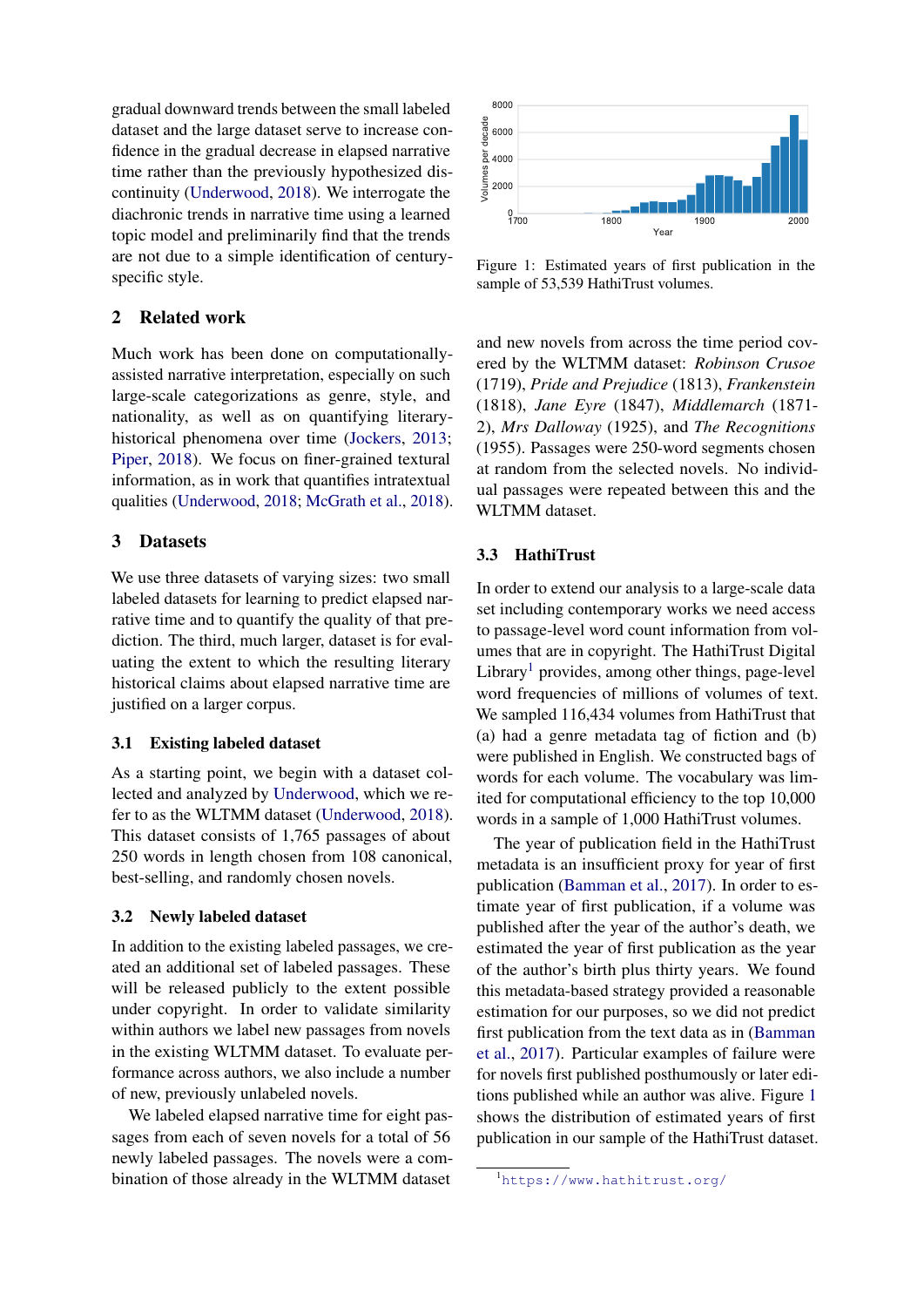gradual downward trends between the small labeled dataset and the large dataset serve to increase confidence in the gradual decrease in elapsed narrative time rather than the previously hypothesized discontinuity (Underwood, 2018). We interrogate the diachronic trends in narrative time using a learned topic model and preliminarily find that the trends are not due to a simple identification of century-specific style.

## 2 Related work

Much work has been done on computationally-assisted narrative interpretation, especially on such large-scale categorizations as genre, style, and nationality, as well as on quantifying literary-historical phenomena over time (Jockers, 2013; Piper, 2018). We focus on finer-grained textural information, as in work that quantifies intratextual qualities (Underwood, 2018; McGrath et al., 2018).

## 3 Datasets

We use three datasets of varying sizes: two small labeled datasets for learning to predict elapsed narrative time and to quantify the quality of that prediction. The third, much larger, dataset is for evaluating the extent to which the resulting literary historical claims about elapsed narrative time are justified on a larger corpus.

### 3.1 Existing labeled dataset

As a starting point, we begin with a dataset collected and analyzed by Underwood, which we refer to as the WLTMM dataset (Underwood, 2018). This dataset consists of 1,765 passages of about 250 words in length chosen from 108 canonical, best-selling, and randomly chosen novels.

### 3.2 Newly labeled dataset

In addition to the existing labeled passages, we created an additional set of labeled passages. These will be released publicly to the extent possible under copyright. In order to validate similarity within authors we label new passages from novels in the existing WLTMM dataset. To evaluate performance across authors, we also include a number of new, previously unlabeled novels.

We labeled elapsed narrative time for eight passages from each of seven novels for a total of 56 newly labeled passages. The novels were a combination of those already in the WLTMM dataset and new novels from across the time period covered by the WLTMM dataset: *Robinson Crusoe* (1719), *Pride and Prejudice* (1813), *Frankenstein* (1818), *Jane Eyre* (1847), *Middlemarch* (1871-2), *Mrs Dalloway* (1925), and *The Recognitions* (1955). Passages were 250-word segments chosen at random from the selected novels. No individual passages were repeated between this and the WLTMM dataset.

Figure 1: Estimated years of first publication in the sample of 53,539 HathiTrust volumes.

### 3.3 HathiTrust

In order to extend our analysis to a large-scale data set including contemporary works we need access to passage-level word count information from volumes that are in copyright. The HathiTrust Digital Library[1] provides, among other things, page-level word frequencies of millions of volumes of text. We sampled 116,434 volumes from HathiTrust that (a) had a genre metadata tag of fiction and (b) were published in English. We constructed bags of words for each volume. The vocabulary was limited for computational efficiency to the top 10,000 words in a sample of 1,000 HathiTrust volumes.

The year of publication field in the HathiTrust metadata is an insufficient proxy for year of first publication (Bamman et al., 2017). In order to estimate year of first publication, if a volume was published after the year of the author's death, we estimated the year of first publication as the year of the author's birth plus thirty years. We found this metadata-based strategy provided a reasonable estimation for our purposes, so we did not predict first publication from the text data as in (Bamman et al., 2017). Particular examples of failure were for novels first published posthumously or later editions published while an author was alive. Figure 1 shows the distribution of estimated years of first publication in our sample of the HathiTrust dataset.

[1] https://www.hathitrust.org/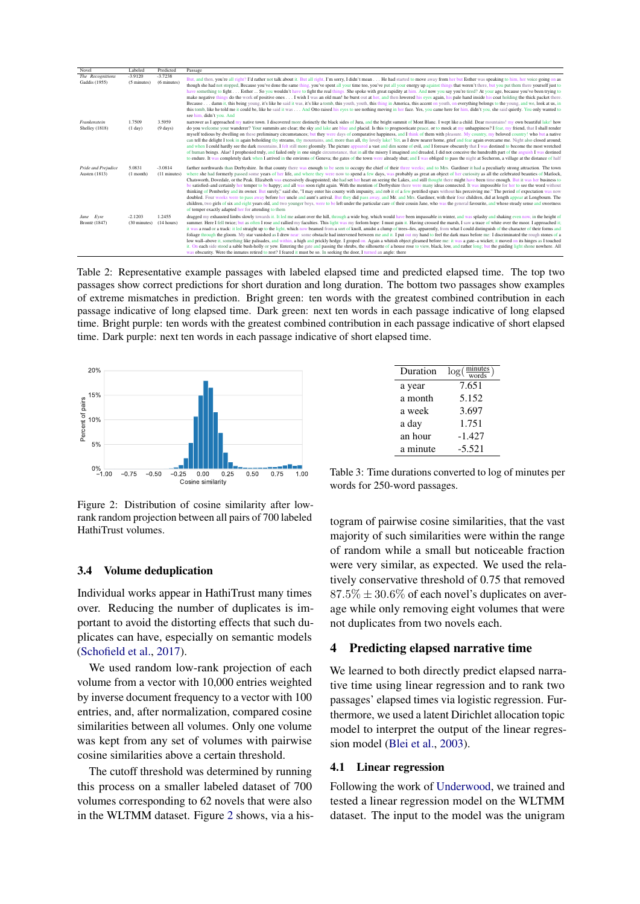| Novel | Labeled | Predicted | Passage |
|---|---|---|---|
| *The Recognitions* Gaddis (1955) | -3.9120 (5 minutes) | -3.7238 (6 minutes) | But, and then, you're all right? I'd rather not talk about it. But all right. I'm sorry, I didn't mean . . . He had started to move away from her but Esther was speaking to him, her voice going on as though she had not stopped. Because you've done the same thing, you've spent all your time too, you've put all your energy up against things that weren't there, but you put them there yourself just to have something to fight . . . Esther ... So you wouldn't have to fight the real things. She spoke with great rapidity at him. And now you say you're tired? At your age, because you've been trying to make negative things do the work of positive ones . . . I wish I was an old man! he burst out at her, and then lowered his eyes again, his pale hand inside his coat holding the thick packet there. Because . . . damn it, this being young, it's like he said it was, it's like a tomb, this youth, youth, this thing in America, this accent on youth, on everything belongs to the young, and we, look at us, in this tomb, like he told me it could be, like he said it was . . . And Otto raised his eyes to see nothing moving in her face. Yes, you came here for him, didn't you, she said quietly. You only wanted to see him, didn't you. And |
| *Frankenstein* Shelley (1818) | 1.7509 (1 day) | 3.5959 (9 days) | narrower as I approached my native town. I discovered more distinctly the black sides of Jura, and the bright summit of Mont Blanc. I wept like a child. Dear mountains! my own beautiful lake! how do you welcome your wanderer? Your summits are clear; the sky and lake are blue and placid. Is this to prognosticate peace, or to mock at my unhappiness? I fear, my friend, that I shall render myself tedious by dwelling on these preliminary circumstances; but they were days of comparative happiness, and I think of them with pleasure. My country, my beloved country! who but a native can tell the delight I took in again beholding thy streams, thy mountains, and, more than all, thy lovely lake! Yet, as I drew nearer home, grief and fear again overcame me. Night also closed around; and when I could hardly see the dark mountains, I felt still more gloomily. The picture appeared a vast and dim scene of evil, and I foresaw obscurely that I was destined to become the most wretched of human beings. Alas! I prophesied truly, and failed only in one single circumstance, that in all the misery I imagined and dreaded, I did not conceive the hundredth part of the anguish I was destined to endure. It was completely dark when I arrived in the environs of Geneva; the gates of the town were already shut; and I was obliged to pass the night at Secheron, a village at the distance of half |
| *Pride and Prejudice* Austen (1813) | 5.0831 (1 month) | -3.0814 (11 minutes) | farther northwards than Derbyshire. In that county there was enough to be seen to occupy the chief of their three weeks; and to Mrs. Gardiner it had a peculiarly strong attraction. The town where she had formerly passed some years of her life, and where they were now to spend a few days, was probably as great an object of her curiosity as all the celebrated beauties of Matlock, Chatsworth, Dovedale, or the Peak. Elizabeth was excessively disappointed; she had set her heart on seeing the Lakes, and still thought there might have been time enough. But it was her business to be satisfied–and certainly her temper to be happy; and all was soon right again. With the mention of Derbyshire there were many ideas connected. It was impossible for her to see the word without thinking of Pemberley and its owner. But surely," said she, "I may enter his county with impunity, and rob it of a few petrified spars without his perceiving me." The period of expectation was now doubled. Four weeks were to pass away before her uncle and aunt's arrival. But they did pass away, and Mr. and Mrs. Gardiner, with their four children, did at length appear at Longbourn. The children, two girls of six and eight years old, and two younger boys, were to be left under the particular care of their cousin Jane, who was the general favourite, and whose steady sense and sweetness of temper exactly adapted her for attending to them |
| *Jane Eyre* Bronte (1847) | -2.1203 (30 minutes) | 1.2455 (14 hours) | dragged my exhausted limbs slowly towards it. It led me aslant over the hill, through a wide bog, which would have been impassable in winter, and was splashy and shaking even now, in the height of summer. Here I fell twice; but as often I rose and rallied my faculties. This light was my forlorn hope: I must gain it. Having crossed the marsh, I saw a trace of white over the moor. I approached it; it was a road or a track: it led straight up to the light, which now beamed from a sort of knoll, amidst a clump of trees–firs, apparently, from what I could distinguish of the character of their forms and foliage through the gloom. My star vanished as I drew near: some obstacle had intervened between me and it. I put out my hand to feel the dark mass before me: I discriminated the rough stones of a low wall–above it, something like palisades, and within, a high and prickly hedge. I groped on. Again a whitish object gleamed before me: it was a gate–a wicket; it moved on its hinges as I touched it. On each side stood a sable bush-holly or yew. Entering the gate and passing the shrubs, the silhouette of a house rose to view, black, low, and rather long; but the guiding light shone nowhere. All was obscurity. Were the inmates retired to rest? I feared it must be so. In seeking the door, I turned an angle: there |

Table 2: Representative example passages with labeled elapsed time and predicted elapsed time. The top two passages show correct predictions for short duration and long duration. The bottom two passages show examples of extreme mismatches in prediction. Bright green: ten words with the greatest combined contribution in each passage indicative of long elapsed time. Dark green: next ten words in each passage indicative of long elapsed time. Bright purple: ten words with the greatest combined contribution in each passage indicative of short elapsed time. Dark purple: next ten words in each passage indicative of short elapsed time.

Figure 2: Distribution of cosine similarity after low-rank random projection between all pairs of 700 labeled HathiTrust volumes.

## 3.4 Volume deduplication

Individual works appear in HathiTrust many times over. Reducing the number of duplicates is important to avoid the distorting effects that such duplicates can have, especially on semantic models (Schofield et al., 2017).

We used random low-rank projection of each volume from a vector with 10,000 entries weighted by inverse document frequency to a vector with 100 entries, and, after normalization, compared cosine similarities between all volumes. Only one volume was kept from any set of volumes with pairwise cosine similarities above a certain threshold.

The cutoff threshold was determined by running this process on a smaller labeled dataset of 700 volumes corresponding to 62 novels that were also in the WLTMM dataset. Figure 2 shows, via a histogram of pairwise cosine similarities, that the vast majority of such similarities were within the range of random while a small but noticeable fraction were very similar, as expected. We used the relatively conservative threshold of 0.75 that removed $87.5\% \pm 30.6\%$ of each novel's duplicates on average while only removing eight volumes that were not duplicates from two novels each.

| Duration | $\log(\frac{\text{minutes}}{\text{words}})$ |
|---|---|
| a year | 7.651 |
| a month | 5.152 |
| a week | 3.697 |
| a day | 1.751 |
| an hour | -1.427 |
| a minute | -5.521 |

Table 3: Time durations converted to log of minutes per words for 250-word passages.

# 4 Predicting elapsed narrative time

We learned to both directly predict elapsed narrative time using linear regression and to rank two passages' elapsed times via logistic regression. Furthermore, we used a latent Dirichlet allocation topic model to interpret the output of the linear regression model (Blei et al., 2003).

## 4.1 Linear regression

Following the work of Underwood, we trained and tested a linear regression model on the WLTMM dataset. The input to the model was the unigram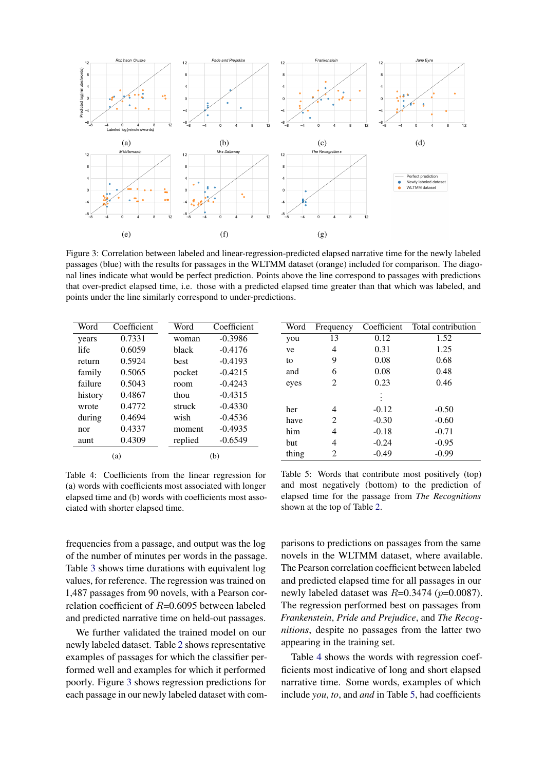Figure 3: Correlation between labeled and linear-regression-predicted elapsed narrative time for the newly labeled passages (blue) with the results for passages in the WLTMM dataset (orange) included for comparison. The diagonal lines indicate what would be perfect prediction. Points above the line correspond to passages with predictions that over-predict elapsed time, i.e. those with a predicted elapsed time greater than that which was labeled, and points under the line similarly correspond to under-predictions.

(a)

| Word | Coefficient |
|---|---|
| years | 0.7331 |
| life | 0.6059 |
| return | 0.5924 |
| family | 0.5065 |
| failure | 0.5043 |
| history | 0.4867 |
| wrote | 0.4772 |
| during | 0.4694 |
| nor | 0.4337 |
| aunt | 0.4309 |

(b)

| Word | Coefficient |
|---|---|
| woman | -0.3986 |
| black | -0.4176 |
| best | -0.4193 |
| pocket | -0.4215 |
| room | -0.4243 |
| thou | -0.4315 |
| struck | -0.4330 |
| wish | -0.4536 |
| moment | -0.4935 |
| replied | -0.6549 |

Table 4: Coefficients from the linear regression for (a) words with coefficients most associated with longer elapsed time and (b) words with coefficients most associated with shorter elapsed time.

| Word | Frequency | Coefficient | Total contribution |
|---|---|---|---|
| you | 13 | 0.12 | 1.52 |
| ve | 4 | 0.31 | 1.25 |
| to | 9 | 0.08 | 0.68 |
| and | 6 | 0.08 | 0.48 |
| eyes | 2 | 0.23 | 0.46 |
| | | ⋮ | |
| her | 4 | -0.12 | -0.50 |
| have | 2 | -0.30 | -0.60 |
| him | 4 | -0.18 | -0.71 |
| but | 4 | -0.24 | -0.95 |
| thing | 2 | -0.49 | -0.99 |

Table 5: Words that contribute most positively (top) and most negatively (bottom) to the prediction of elapsed time for the passage from *The Recognitions* shown at the top of Table 2.

frequencies from a passage, and output was the log of the number of minutes per words in the passage. Table 3 shows time durations with equivalent log values, for reference. The regression was trained on 1,487 passages from 90 novels, with a Pearson correlation coefficient of $R$=0.6095 between labeled and predicted narrative time on held-out passages.

We further validated the trained model on our newly labeled dataset. Table 2 shows representative examples of passages for which the classifier performed well and examples for which it performed poorly. Figure 3 shows regression predictions for each passage in our newly labeled dataset with comparisons to predictions on passages from the same novels in the WLTMM dataset, where available. The Pearson correlation coefficient between labeled and predicted elapsed time for all passages in our newly labeled dataset was $R$=0.3474 ($p$=0.0087). The regression performed best on passages from *Frankenstein*, *Pride and Prejudice*, and *The Recognitions*, despite no passages from the latter two appearing in the training set.

Table 4 shows the words with regression coefficients most indicative of long and short elapsed narrative time. Some words, examples of which include *you*, *to*, and *and* in Table 5, had coefficients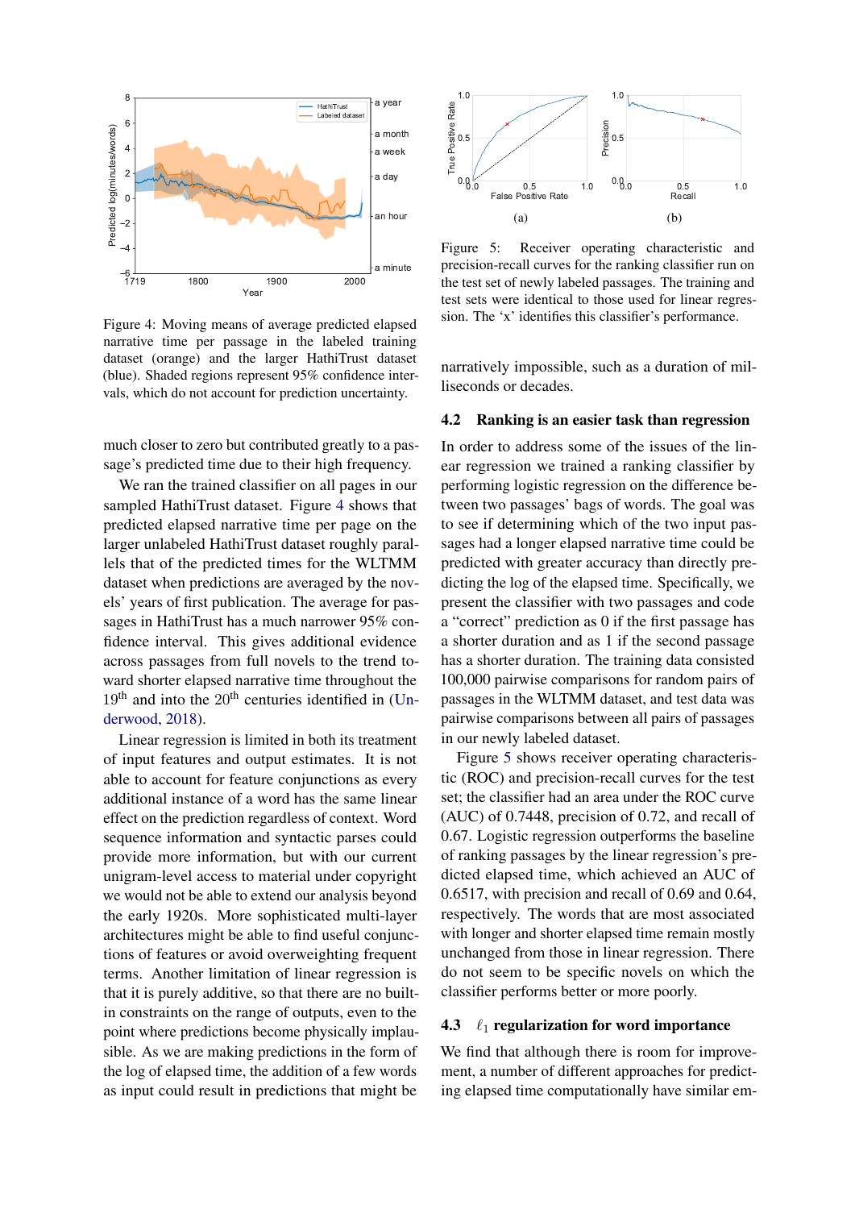Figure 4: Moving means of average predicted elapsed narrative time per passage in the labeled training dataset (orange) and the larger HathiTrust dataset (blue). Shaded regions represent 95% confidence intervals, which do not account for prediction uncertainty.

Figure 5: Receiver operating characteristic and precision-recall curves for the ranking classifier run on the test set of newly labeled passages. The training and test sets were identical to those used for linear regression. The 'x' identifies this classifier's performance.

much closer to zero but contributed greatly to a passage's predicted time due to their high frequency.

We ran the trained classifier on all pages in our sampled HathiTrust dataset. Figure 4 shows that predicted elapsed narrative time per page on the larger unlabeled HathiTrust dataset roughly parallels that of the predicted times for the WLTMM dataset when predictions are averaged by the novels' years of first publication. The average for passages in HathiTrust has a much narrower 95% confidence interval. This gives additional evidence across passages from full novels to the trend toward shorter elapsed narrative time throughout the 19th and into the 20th centuries identified in (Underwood, 2018).

Linear regression is limited in both its treatment of input features and output estimates. It is not able to account for feature conjunctions as every additional instance of a word has the same linear effect on the prediction regardless of context. Word sequence information and syntactic parses could provide more information, but with our current unigram-level access to material under copyright we would not be able to extend our analysis beyond the early 1920s. More sophisticated multi-layer architectures might be able to find useful conjunctions of features or avoid overweighting frequent terms. Another limitation of linear regression is that it is purely additive, so that there are no built-in constraints on the range of outputs, even to the point where predictions become physically implausible. As we are making predictions in the form of the log of elapsed time, the addition of a few words as input could result in predictions that might be narratively impossible, such as a duration of milliseconds or decades.

## 4.2 Ranking is an easier task than regression

In order to address some of the issues of the linear regression we trained a ranking classifier by performing logistic regression on the difference between two passages' bags of words. The goal was to see if determining which of the two input passages had a longer elapsed narrative time could be predicted with greater accuracy than directly predicting the log of the elapsed time. Specifically, we present the classifier with two passages and code a "correct" prediction as 0 if the first passage has a shorter duration and as 1 if the second passage has a shorter duration. The training data consisted 100,000 pairwise comparisons for random pairs of passages in the WLTMM dataset, and test data was pairwise comparisons between all pairs of passages in our newly labeled dataset.

Figure 5 shows receiver operating characteristic (ROC) and precision-recall curves for the test set; the classifier had an area under the ROC curve (AUC) of 0.7448, precision of 0.72, and recall of 0.67. Logistic regression outperforms the baseline of ranking passages by the linear regression's predicted elapsed time, which achieved an AUC of 0.6517, with precision and recall of 0.69 and 0.64, respectively. The words that are most associated with longer and shorter elapsed time remain mostly unchanged from those in linear regression. There do not seem to be specific novels on which the classifier performs better or more poorly.

## 4.3 $\ell_1$ regularization for word importance

We find that although there is room for improvement, a number of different approaches for predicting elapsed time computationally have similar em-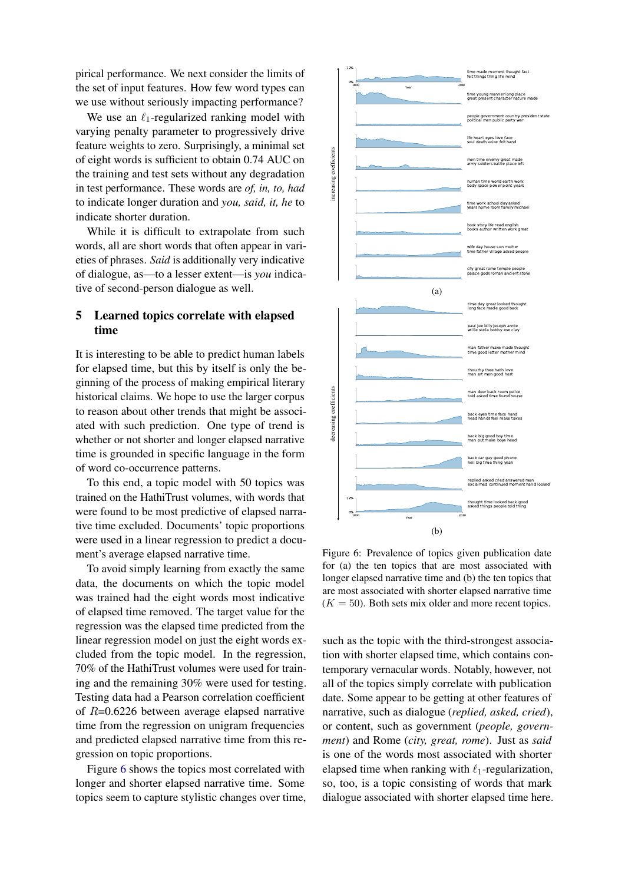pirical performance. We next consider the limits of the set of input features. How few word types can we use without seriously impacting performance?

We use an $\ell_1$-regularized ranking model with varying penalty parameter to progressively drive feature weights to zero. Surprisingly, a minimal set of eight words is sufficient to obtain 0.74 AUC on the training and test sets without any degradation in test performance. These words are *of, in, to, had* to indicate longer duration and *you, said, it, he* to indicate shorter duration.

While it is difficult to extrapolate from such words, all are short words that often appear in varieties of phrases. *Said* is additionally very indicative of dialogue, as—to a lesser extent—is *you* indicative of second-person dialogue as well.

## 5 Learned topics correlate with elapsed time

It is interesting to be able to predict human labels for elapsed time, but this by itself is only the beginning of the process of making empirical literary historical claims. We hope to use the larger corpus to reason about other trends that might be associated with such prediction. One type of trend is whether or not shorter and longer elapsed narrative time is grounded in specific language in the form of word co-occurrence patterns.

To this end, a topic model with 50 topics was trained on the HathiTrust volumes, with words that were found to be most predictive of elapsed narrative time excluded. Documents' topic proportions were used in a linear regression to predict a document's average elapsed narrative time.

To avoid simply learning from exactly the same data, the documents on which the topic model was trained had the eight words most indicative of elapsed time removed. The target value for the regression was the elapsed time predicted from the linear regression model on just the eight words excluded from the topic model. In the regression, 70% of the HathiTrust volumes were used for training and the remaining 30% were used for testing. Testing data had a Pearson correlation coefficient of $R$=0.6226 between average elapsed narrative time from the regression on unigram frequencies and predicted elapsed narrative time from this regression on topic proportions.

Figure 6 shows the topics most correlated with longer and shorter elapsed narrative time. Some topics seem to capture stylistic changes over time, such as the topic with the third-strongest association with shorter elapsed time, which contains contemporary vernacular words. Notably, however, not all of the topics simply correlate with publication date. Some appear to be getting at other features of narrative, such as dialogue (*replied, asked, cried*), or content, such as government (*people, government*) and Rome (*city, great, rome*). Just as *said* is one of the words most associated with shorter elapsed time when ranking with $\ell_1$-regularization, so, too, is a topic consisting of words that mark dialogue associated with shorter elapsed time here.

Figure 6: Prevalence of topics given publication date for (a) the ten topics that are most associated with longer elapsed narrative time and (b) the ten topics that are most associated with shorter elapsed narrative time ($K = 50$). Both sets mix older and more recent topics.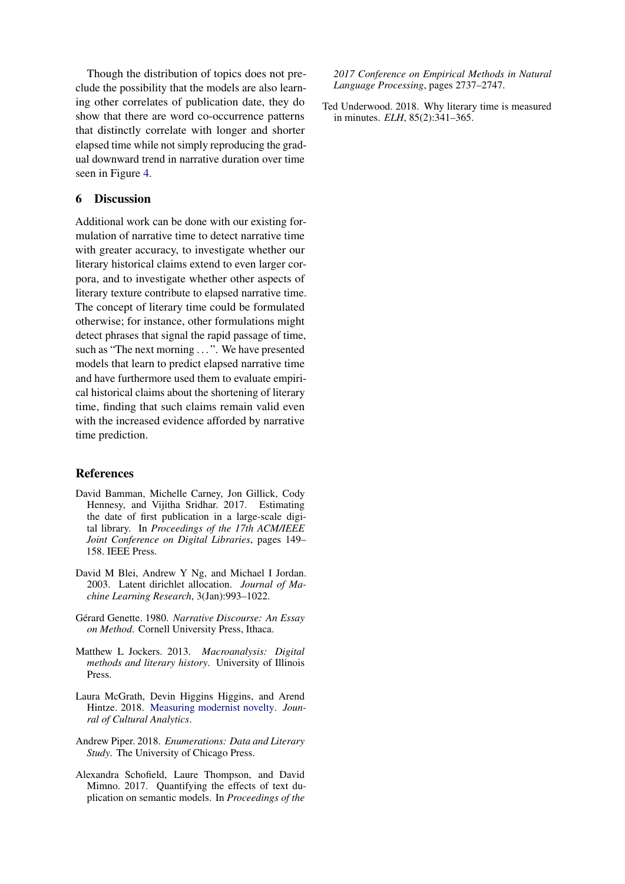Though the distribution of topics does not preclude the possibility that the models are also learning other correlates of publication date, they do show that there are word co-occurrence patterns that distinctly correlate with longer and shorter elapsed time while not simply reproducing the gradual downward trend in narrative duration over time seen in Figure 4.

## 6 Discussion

Additional work can be done with our existing formulation of narrative time to detect narrative time with greater accuracy, to investigate whether our literary historical claims extend to even larger corpora, and to investigate whether other aspects of literary texture contribute to elapsed narrative time. The concept of literary time could be formulated otherwise; for instance, other formulations might detect phrases that signal the rapid passage of time, such as "The next morning . . . ". We have presented models that learn to predict elapsed narrative time and have furthermore used them to evaluate empirical historical claims about the shortening of literary time, finding that such claims remain valid even with the increased evidence afforded by narrative time prediction.

## References

David Bamman, Michelle Carney, Jon Gillick, Cody Hennesy, and Vijitha Sridhar. 2017. Estimating the date of first publication in a large-scale digital library. In *Proceedings of the 17th ACM/IEEE Joint Conference on Digital Libraries*, pages 149–158. IEEE Press.

David M Blei, Andrew Y Ng, and Michael I Jordan. 2003. Latent dirichlet allocation. *Journal of Machine Learning Research*, 3(Jan):993–1022.

Gérard Genette. 1980. *Narrative Discourse: An Essay on Method*. Cornell University Press, Ithaca.

Matthew L Jockers. 2013. *Macroanalysis: Digital methods and literary history*. University of Illinois Press.

Laura McGrath, Devin Higgins Higgins, and Arend Hintze. 2018. Measuring modernist novelty. *Jounral of Cultural Analytics*.

Andrew Piper. 2018. *Enumerations: Data and Literary Study*. The University of Chicago Press.

Alexandra Schofield, Laure Thompson, and David Mimno. 2017. Quantifying the effects of text duplication on semantic models. In *Proceedings of the 2017 Conference on Empirical Methods in Natural Language Processing*, pages 2737–2747.

Ted Underwood. 2018. Why literary time is measured in minutes. *ELH*, 85(2):341–365.